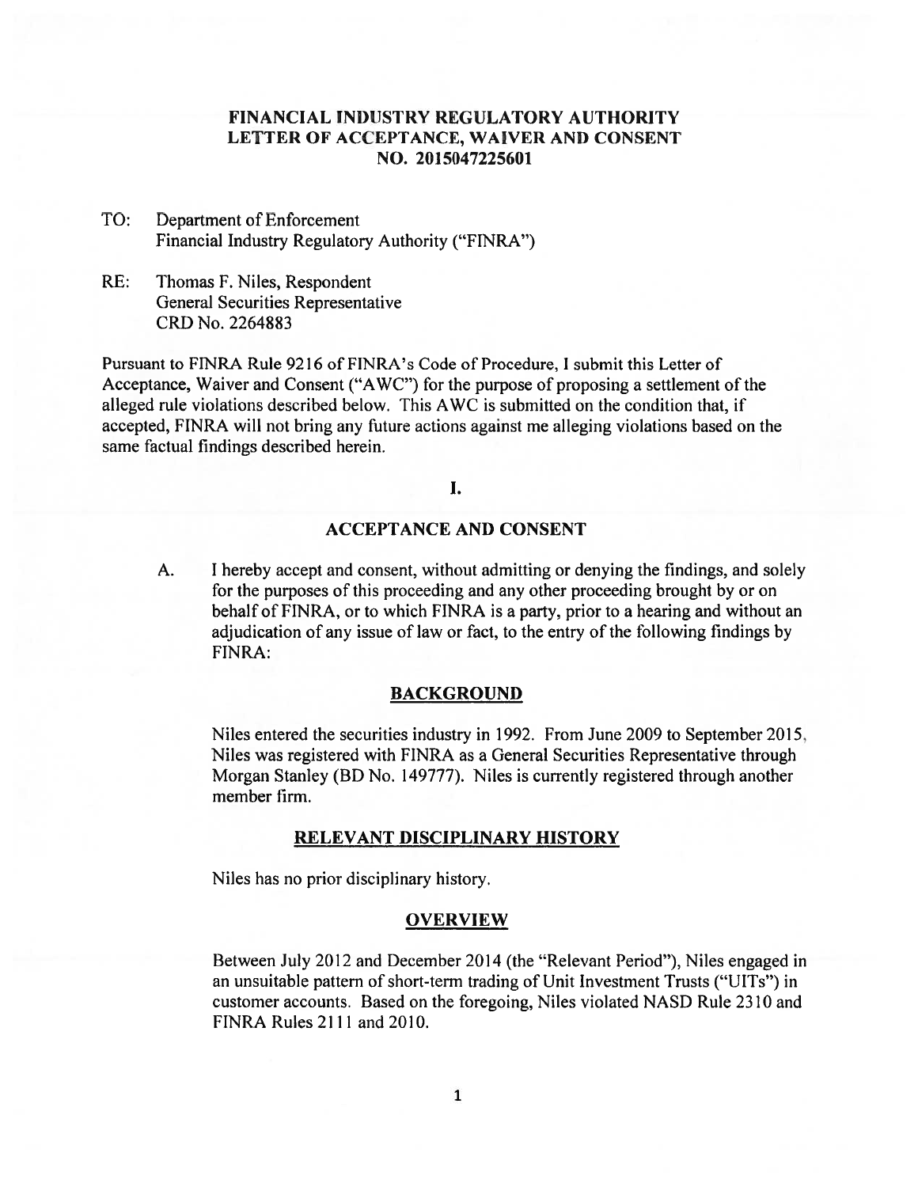# FINANCIAL INDUSTRY REGULATORY AUTHORITY
# LETTER OF ACCEPTANCE, WAIVER AND CONSENT
# NO. 2015047225601

TO: Department of Enforcement
Financial Industry Regulatory Authority ("FINRA")

RE: Thomas F. Niles, Respondent
General Securities Representative
CRD No. 2264883

Pursuant to FINRA Rule 9216 of FINRA's Code of Procedure, I submit this Letter of Acceptance, Waiver and Consent ("AWC") for the purpose of proposing a settlement of the alleged rule violations described below. This AWC is submitted on the condition that, if accepted, FINRA will not bring any future actions against me alleging violations based on the same factual findings described herein.

## I.

## ACCEPTANCE AND CONSENT

A. I hereby accept and consent, without admitting or denying the findings, and solely for the purposes of this proceeding and any other proceeding brought by or on behalf of FINRA, or to which FINRA is a party, prior to a hearing and without an adjudication of any issue of law or fact, to the entry of the following findings by FINRA:

### BACKGROUND

Niles entered the securities industry in 1992. From June 2009 to September 2015, Niles was registered with FINRA as a General Securities Representative through Morgan Stanley (BD No. 149777). Niles is currently registered through another member firm.

### RELEVANT DISCIPLINARY HISTORY

Niles has no prior disciplinary history.

### OVERVIEW

Between July 2012 and December 2014 (the "Relevant Period"), Niles engaged in an unsuitable pattern of short-term trading of Unit Investment Trusts ("UITs") in customer accounts. Based on the foregoing, Niles violated NASD Rule 2310 and FINRA Rules 2111 and 2010.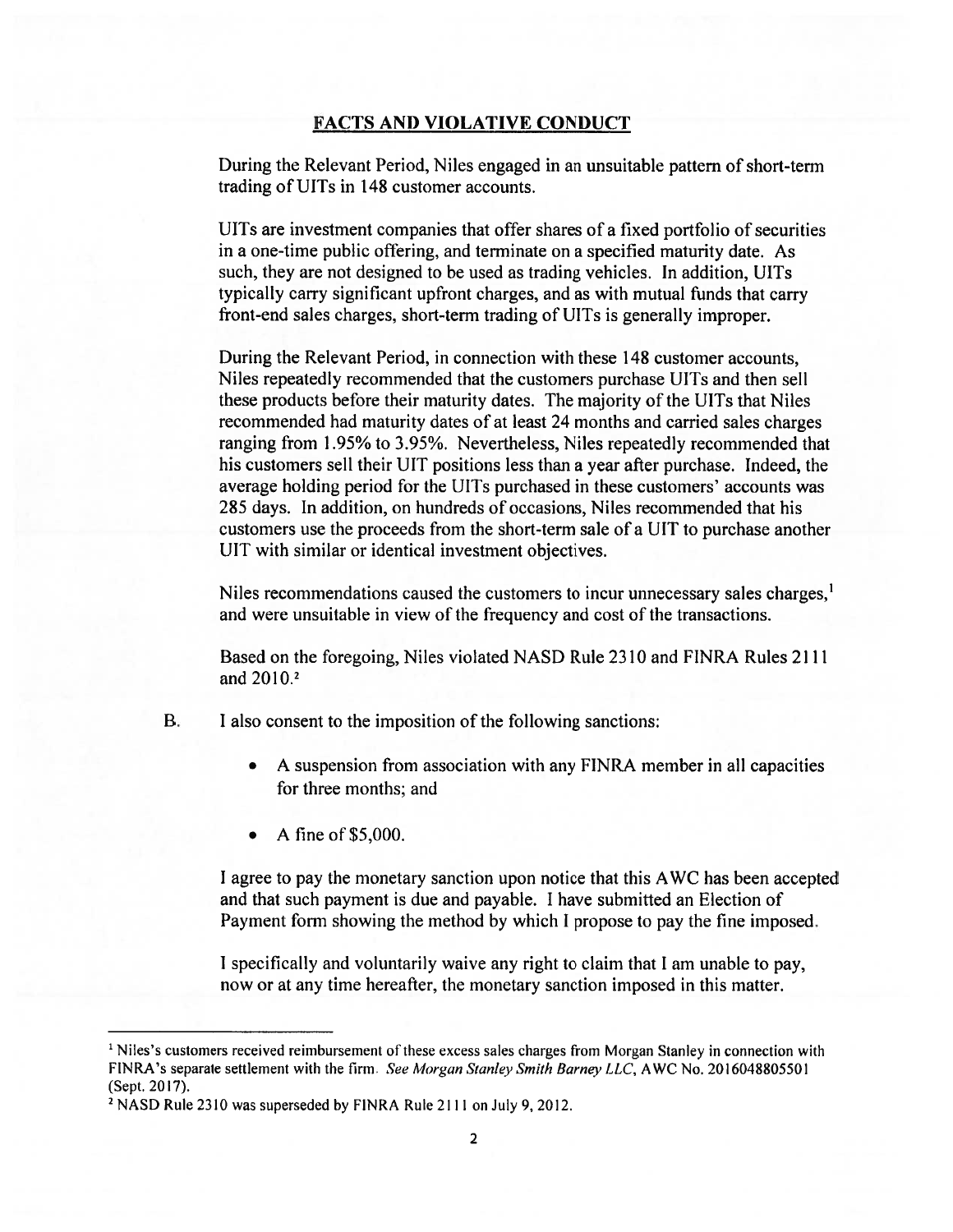## FACTS AND VIOLATIVE CONDUCT

During the Relevant Period, Niles engaged in an unsuitable pattern of short-term trading of UITs in 148 customer accounts.

UITs are investment companies that offer shares of a fixed portfolio of securities in a one-time public offering, and terminate on a specified maturity date. As such, they are not designed to be used as trading vehicles. In addition, UITs typically carry significant upfront charges, and as with mutual funds that carry front-end sales charges, short-term trading of UITs is generally improper.

During the Relevant Period, in connection with these 148 customer accounts, Niles repeatedly recommended that the customers purchase UITs and then sell these products before their maturity dates. The majority of the UITs that Niles recommended had maturity dates of at least 24 months and carried sales charges ranging from 1.95% to 3.95%. Nevertheless, Niles repeatedly recommended that his customers sell their UIT positions less than a year after purchase. Indeed, the average holding period for the UITs purchased in these customers' accounts was 285 days. In addition, on hundreds of occasions, Niles recommended that his customers use the proceeds from the short-term sale of a UIT to purchase another UIT with similar or identical investment objectives.

Niles recommendations caused the customers to incur unnecessary sales charges,[1] and were unsuitable in view of the frequency and cost of the transactions.

Based on the foregoing, Niles violated NASD Rule 2310 and FINRA Rules 2111 and 2010.[2]

B. I also consent to the imposition of the following sanctions:

- A suspension from association with any FINRA member in all capacities for three months; and
- A fine of $5,000.

I agree to pay the monetary sanction upon notice that this AWC has been accepted and that such payment is due and payable. I have submitted an Election of Payment form showing the method by which I propose to pay the fine imposed.

I specifically and voluntarily waive any right to claim that I am unable to pay, now or at any time hereafter, the monetary sanction imposed in this matter.

---

[1] Niles's customers received reimbursement of these excess sales charges from Morgan Stanley in connection with FINRA's separate settlement with the firm. *See Morgan Stanley Smith Barney LLC*, AWC No. 2016048805501 (Sept. 2017).

[2] NASD Rule 2310 was superseded by FINRA Rule 2111 on July 9, 2012.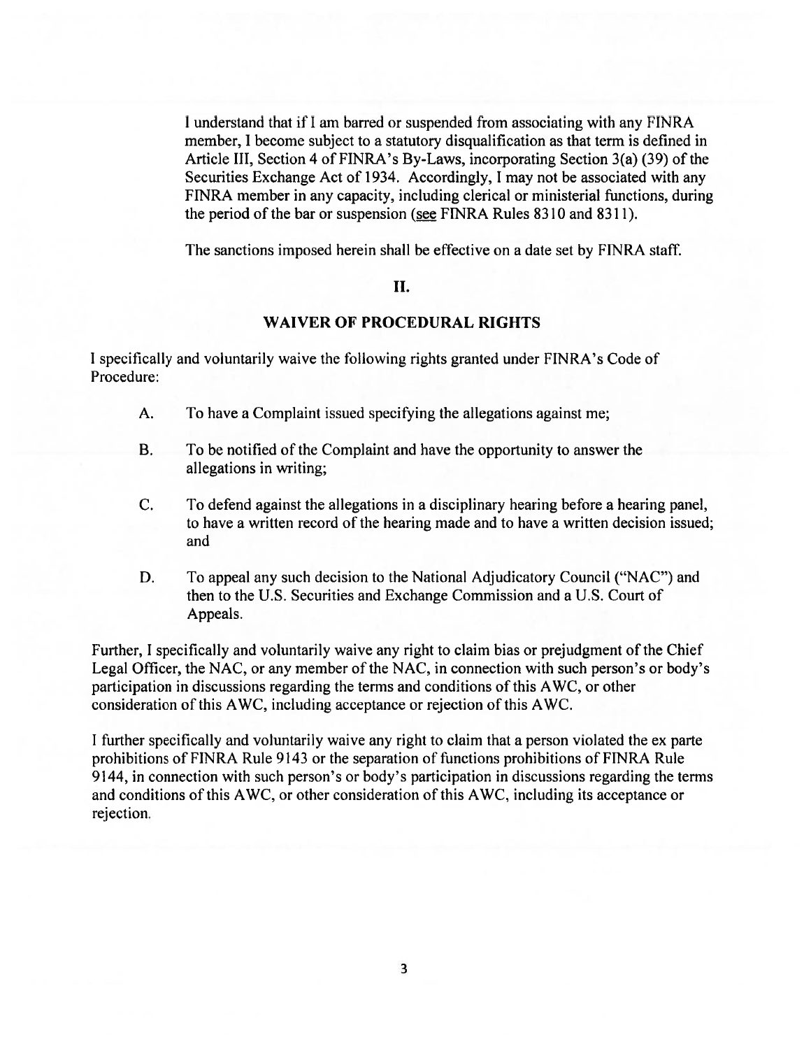I understand that if I am barred or suspended from associating with any FINRA member, I become subject to a statutory disqualification as that term is defined in Article III, Section 4 of FINRA's By-Laws, incorporating Section 3(a) (39) of the Securities Exchange Act of 1934. Accordingly, I may not be associated with any FINRA member in any capacity, including clerical or ministerial functions, during the period of the bar or suspension (see FINRA Rules 8310 and 8311).

The sanctions imposed herein shall be effective on a date set by FINRA staff.

## II.

## WAIVER OF PROCEDURAL RIGHTS

I specifically and voluntarily waive the following rights granted under FINRA's Code of Procedure:

A. To have a Complaint issued specifying the allegations against me;

B. To be notified of the Complaint and have the opportunity to answer the allegations in writing;

C. To defend against the allegations in a disciplinary hearing before a hearing panel, to have a written record of the hearing made and to have a written decision issued; and

D. To appeal any such decision to the National Adjudicatory Council ("NAC") and then to the U.S. Securities and Exchange Commission and a U.S. Court of Appeals.

Further, I specifically and voluntarily waive any right to claim bias or prejudgment of the Chief Legal Officer, the NAC, or any member of the NAC, in connection with such person's or body's participation in discussions regarding the terms and conditions of this AWC, or other consideration of this AWC, including acceptance or rejection of this AWC.

I further specifically and voluntarily waive any right to claim that a person violated the ex parte prohibitions of FINRA Rule 9143 or the separation of functions prohibitions of FINRA Rule 9144, in connection with such person's or body's participation in discussions regarding the terms and conditions of this AWC, or other consideration of this AWC, including its acceptance or rejection.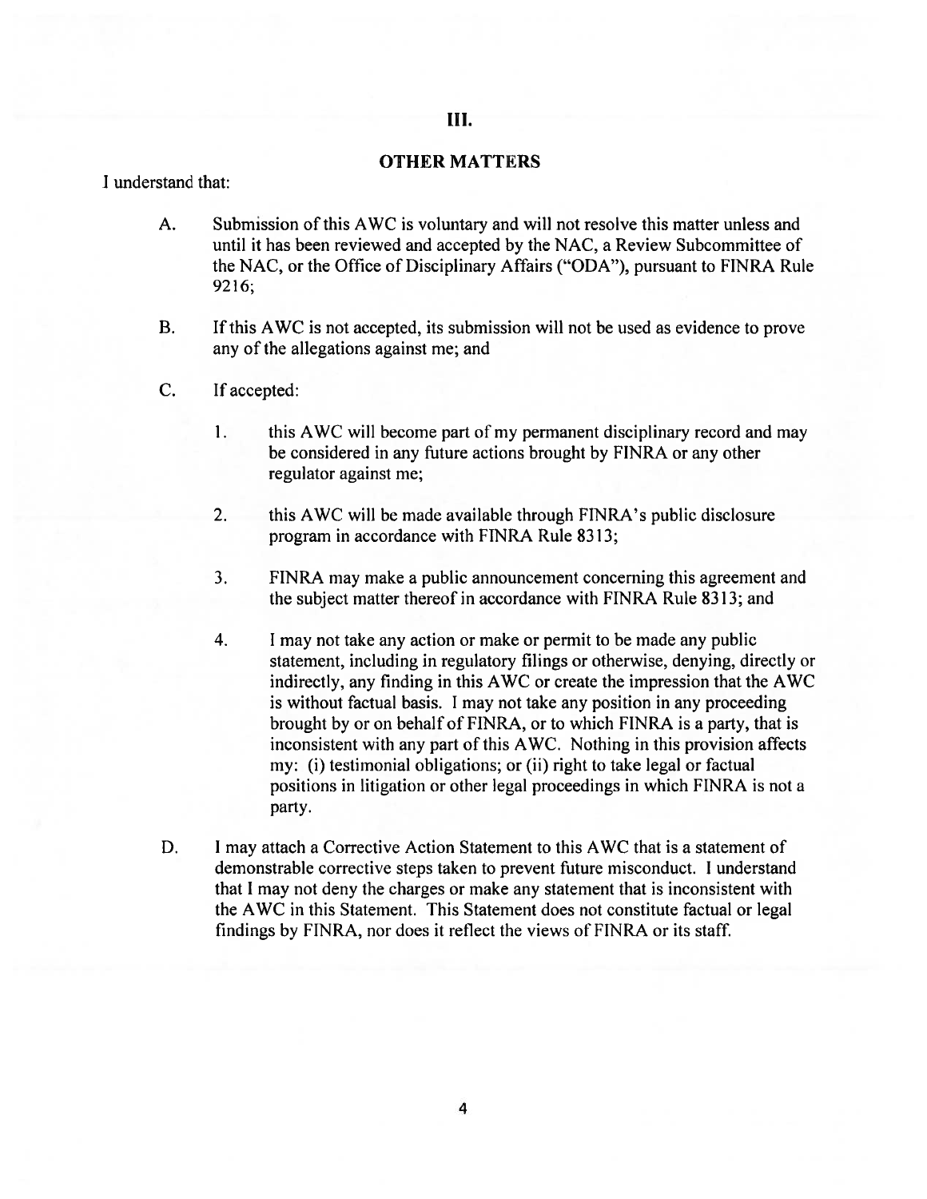## III.

## OTHER MATTERS

I understand that:

A. Submission of this AWC is voluntary and will not resolve this matter unless and until it has been reviewed and accepted by the NAC, a Review Subcommittee of the NAC, or the Office of Disciplinary Affairs ("ODA"), pursuant to FINRA Rule 9216;

B. If this AWC is not accepted, its submission will not be used as evidence to prove any of the allegations against me; and

C. If accepted:

1. this AWC will become part of my permanent disciplinary record and may be considered in any future actions brought by FINRA or any other regulator against me;

2. this AWC will be made available through FINRA's public disclosure program in accordance with FINRA Rule 8313;

3. FINRA may make a public announcement concerning this agreement and the subject matter thereof in accordance with FINRA Rule 8313; and

4. I may not take any action or make or permit to be made any public statement, including in regulatory filings or otherwise, denying, directly or indirectly, any finding in this AWC or create the impression that the AWC is without factual basis. I may not take any position in any proceeding brought by or on behalf of FINRA, or to which FINRA is a party, that is inconsistent with any part of this AWC. Nothing in this provision affects my: (i) testimonial obligations; or (ii) right to take legal or factual positions in litigation or other legal proceedings in which FINRA is not a party.

D. I may attach a Corrective Action Statement to this AWC that is a statement of demonstrable corrective steps taken to prevent future misconduct. I understand that I may not deny the charges or make any statement that is inconsistent with the AWC in this Statement. This Statement does not constitute factual or legal findings by FINRA, nor does it reflect the views of FINRA or its staff.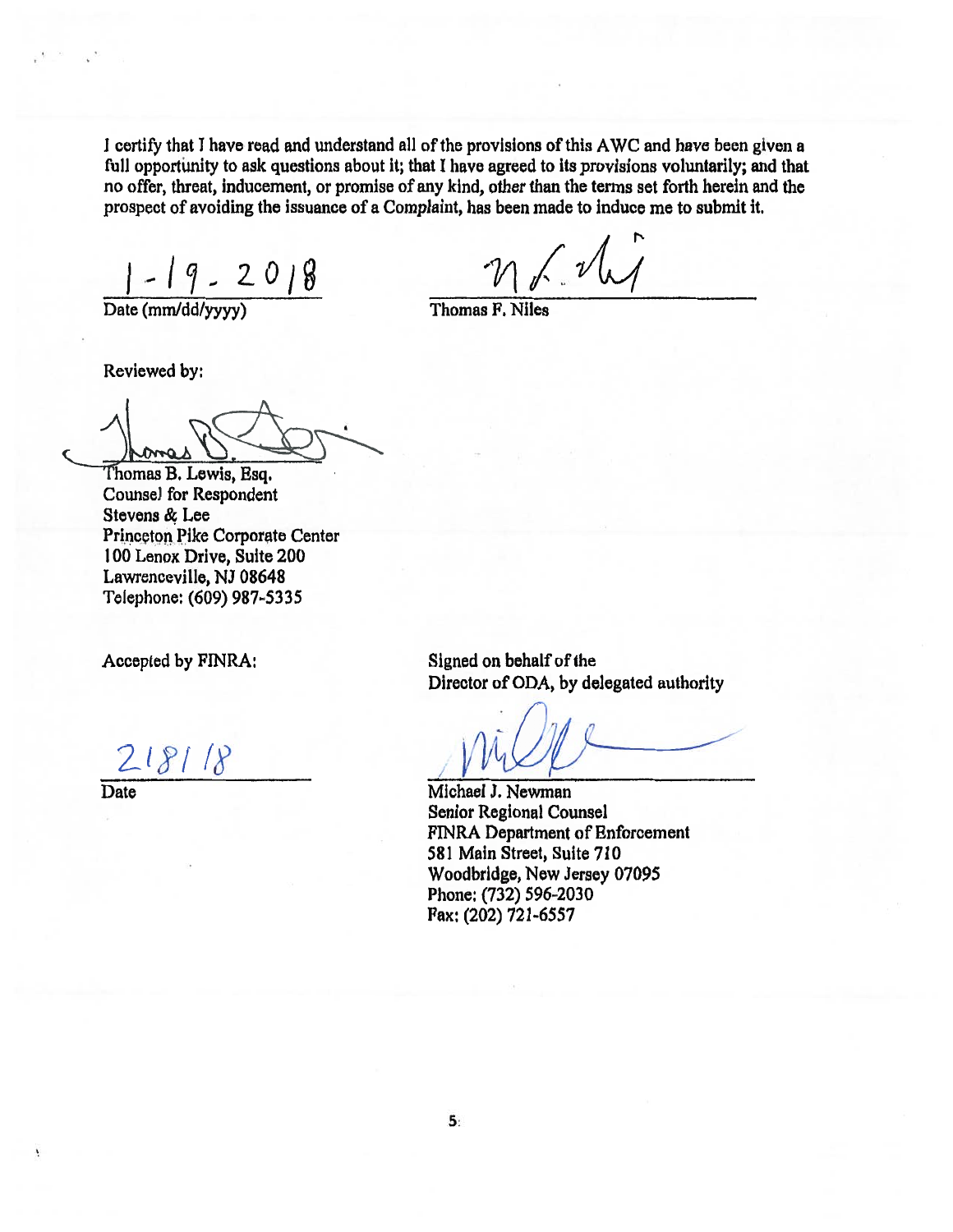I certify that I have read and understand all of the provisions of this AWC and have been given a full opportunity to ask questions about it; that I have agreed to its provisions voluntarily; and that no offer, threat, inducement, or promise of any kind, other than the terms set forth herein and the prospect of avoiding the issuance of a Complaint, has been made to induce me to submit it.

1-19-2018
Date (mm/dd/yyyy)

Thomas F. Niles

Reviewed by:

Thomas B. Lewis, Esq.
Counsel for Respondent
Stevens & Lee
Princeton Pike Corporate Center
100 Lenox Drive, Suite 200
Lawrenceville, NJ 08648
Telephone: (609) 987-5335

Accepted by FINRA:

2/8/18
Date

Signed on behalf of the
Director of ODA, by delegated authority

Michael J. Newman
Senior Regional Counsel
FINRA Department of Enforcement
581 Main Street, Suite 710
Woodbridge, New Jersey 07095
Phone: (732) 596-2030
Fax: (202) 721-6557